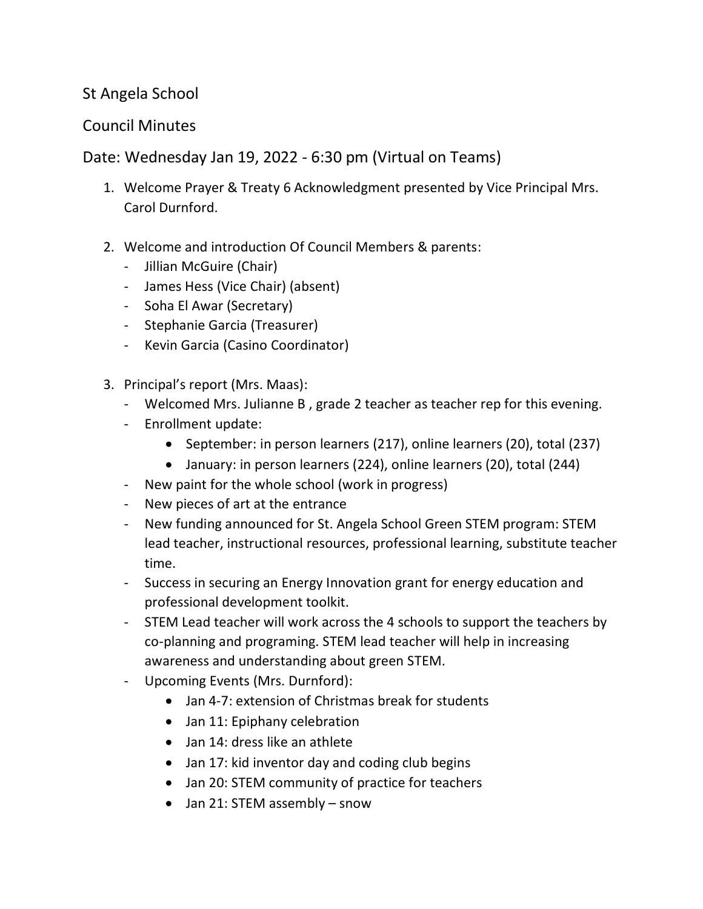St Angela School

Council Minutes

Date: Wednesday Jan 19, 2022 - 6:30 pm (Virtual on Teams)

1. Welcome Prayer & Treaty 6 Acknowledgment presented by Vice Principal Mrs. Carol Durnford.

2. Welcome and introduction Of Council Members & parents:
   - Jillian McGuire (Chair)
   - James Hess (Vice Chair) (absent)
   - Soha El Awar (Secretary)
   - Stephanie Garcia (Treasurer)
   - Kevin Garcia (Casino Coordinator)

3. Principal's report (Mrs. Maas):
   - Welcomed Mrs. Julianne B , grade 2 teacher as teacher rep for this evening.
   - Enrollment update:
     - September: in person learners (217), online learners (20), total (237)
     - January: in person learners (224), online learners (20), total (244)
   - New paint for the whole school (work in progress)
   - New pieces of art at the entrance
   - New funding announced for St. Angela School Green STEM program: STEM lead teacher, instructional resources, professional learning, substitute teacher time.
   - Success in securing an Energy Innovation grant for energy education and professional development toolkit.
   - STEM Lead teacher will work across the 4 schools to support the teachers by co-planning and programing. STEM lead teacher will help in increasing awareness and understanding about green STEM.
   - Upcoming Events (Mrs. Durnford):
     - Jan 4-7: extension of Christmas break for students
     - Jan 11: Epiphany celebration
     - Jan 14: dress like an athlete
     - Jan 17: kid inventor day and coding club begins
     - Jan 20: STEM community of practice for teachers
     - Jan 21: STEM assembly – snow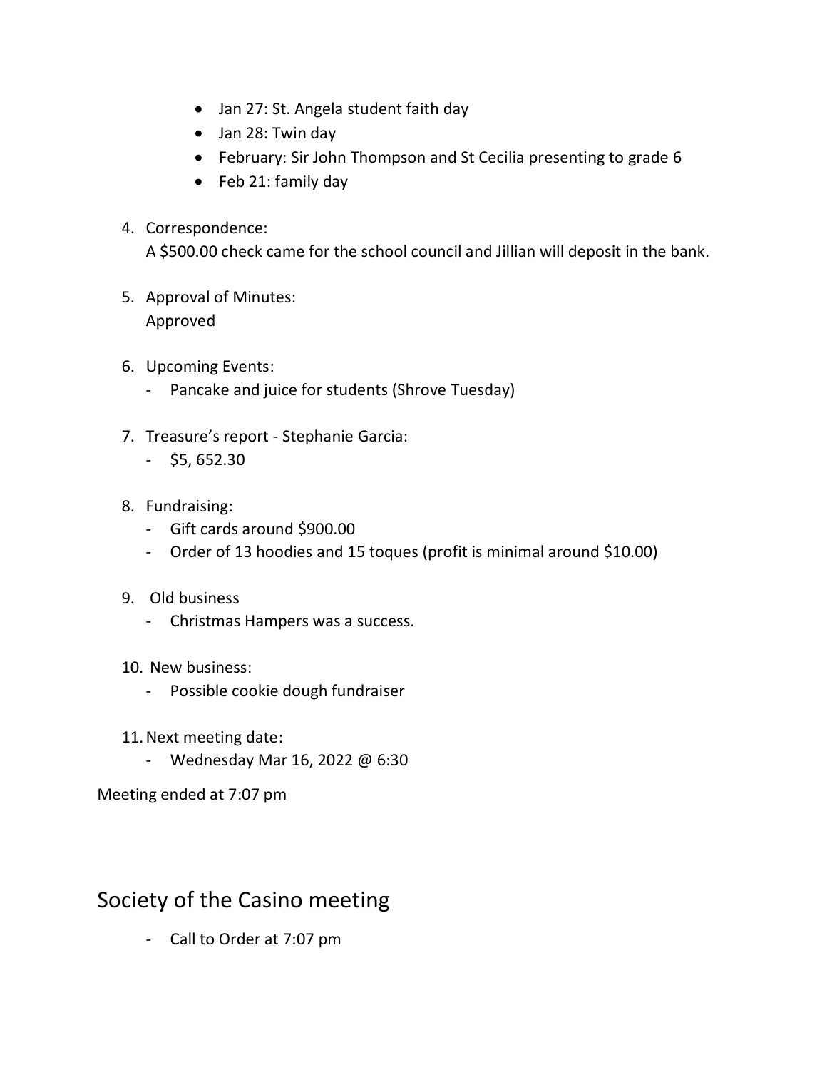- Jan 27: St. Angela student faith day
- Jan 28: Twin day
- February: Sir John Thompson and St Cecilia presenting to grade 6
- Feb 21: family day

4. Correspondence:
   A $500.00 check came for the school council and Jillian will deposit in the bank.

5. Approval of Minutes:
   Approved

6. Upcoming Events:
   - Pancake and juice for students (Shrove Tuesday)

7. Treasure's report - Stephanie Garcia:
   - $5, 652.30

8. Fundraising:
   - Gift cards around $900.00
   - Order of 13 hoodies and 15 toques (profit is minimal around $10.00)

9. Old business
   - Christmas Hampers was a success.

10. New business:
    - Possible cookie dough fundraiser

11. Next meeting date:
    - Wednesday Mar 16, 2022 @ 6:30

Meeting ended at 7:07 pm

# Society of the Casino meeting

- Call to Order at 7:07 pm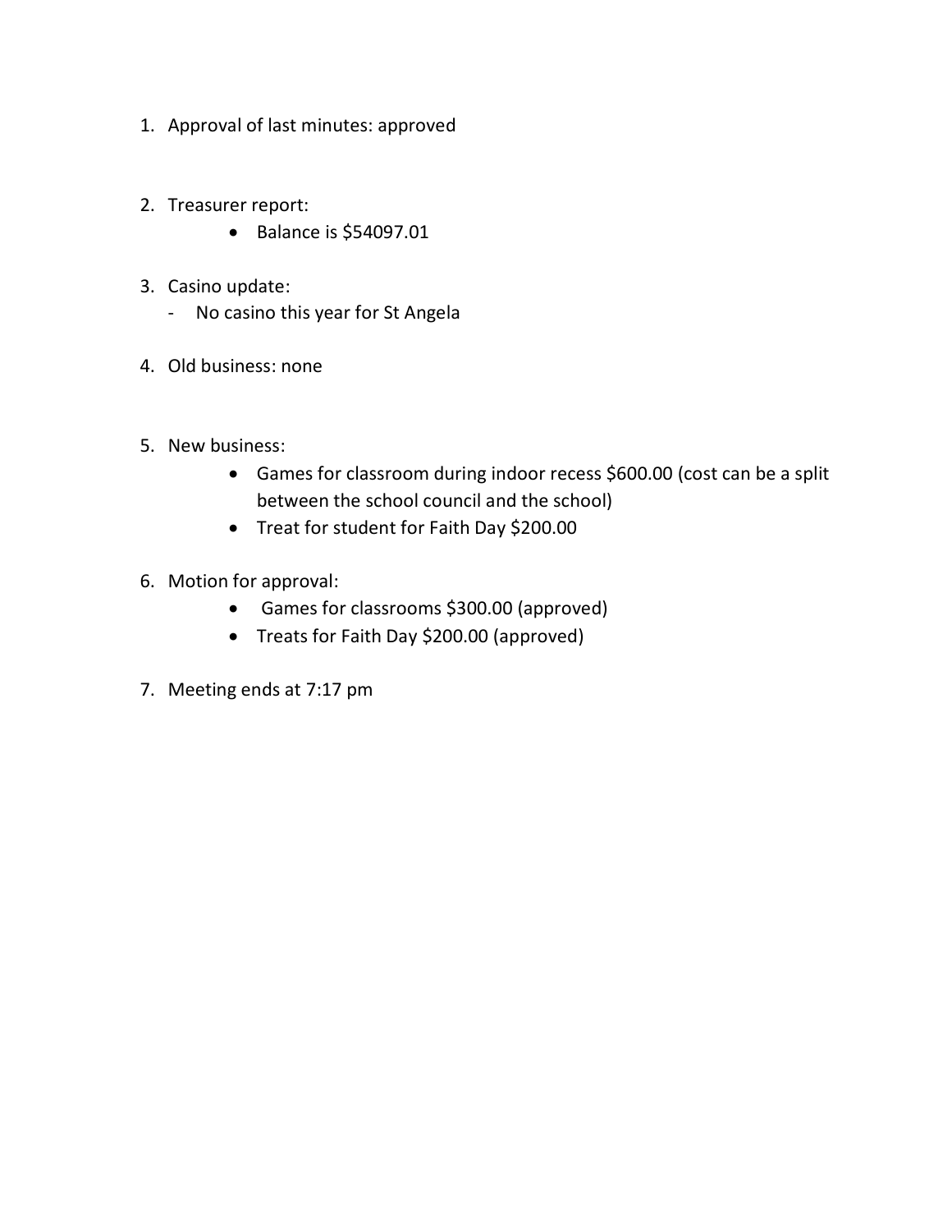1. Approval of last minutes: approved

2. Treasurer report:
    - Balance is $54097.01

3. Casino update:
    - No casino this year for St Angela

4. Old business: none

5. New business:
    - Games for classroom during indoor recess $600.00 (cost can be a split between the school council and the school)
    - Treat for student for Faith Day $200.00

6. Motion for approval:
    - Games for classrooms $300.00 (approved)
    - Treats for Faith Day $200.00 (approved)

7. Meeting ends at 7:17 pm